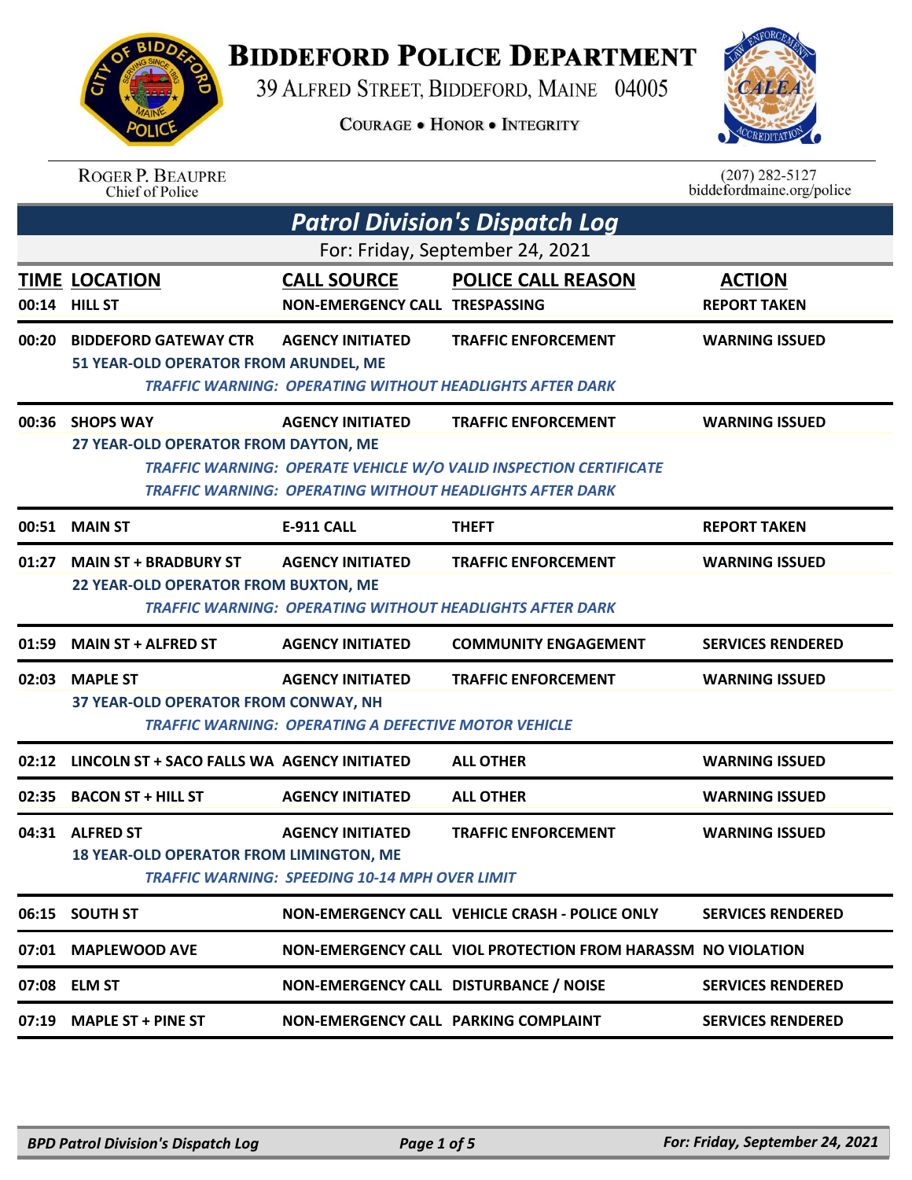# BIDDEFORD POLICE DEPARTMENT

39 ALFRED STREET, BIDDEFORD, MAINE 04005

COURAGE • HONOR • INTEGRITY

ROGER P. BEAUPRE
Chief of Police

(207) 282-5127
biddefordmaine.org/police

## *Patrol Division's Dispatch Log*

For: Friday, September 24, 2021

| TIME | LOCATION | CALL SOURCE | POLICE CALL REASON | ACTION |
|---|---|---|---|---|
| 00:14 | HILL ST | NON-EMERGENCY CALL | TRESPASSING | REPORT TAKEN |
| 00:20 | BIDDEFORD GATEWAY CTR<br>51 YEAR-OLD OPERATOR FROM ARUNDEL, ME<br>*TRAFFIC WARNING: OPERATING WITHOUT HEADLIGHTS AFTER DARK* | AGENCY INITIATED | TRAFFIC ENFORCEMENT | WARNING ISSUED |
| 00:36 | SHOPS WAY<br>27 YEAR-OLD OPERATOR FROM DAYTON, ME<br>*TRAFFIC WARNING: OPERATE VEHICLE W/O VALID INSPECTION CERTIFICATE*<br>*TRAFFIC WARNING: OPERATING WITHOUT HEADLIGHTS AFTER DARK* | AGENCY INITIATED | TRAFFIC ENFORCEMENT | WARNING ISSUED |
| 00:51 | MAIN ST | E-911 CALL | THEFT | REPORT TAKEN |
| 01:27 | MAIN ST + BRADBURY ST<br>22 YEAR-OLD OPERATOR FROM BUXTON, ME<br>*TRAFFIC WARNING: OPERATING WITHOUT HEADLIGHTS AFTER DARK* | AGENCY INITIATED | TRAFFIC ENFORCEMENT | WARNING ISSUED |
| 01:59 | MAIN ST + ALFRED ST | AGENCY INITIATED | COMMUNITY ENGAGEMENT | SERVICES RENDERED |
| 02:03 | MAPLE ST<br>37 YEAR-OLD OPERATOR FROM CONWAY, NH<br>*TRAFFIC WARNING: OPERATING A DEFECTIVE MOTOR VEHICLE* | AGENCY INITIATED | TRAFFIC ENFORCEMENT | WARNING ISSUED |
| 02:12 | LINCOLN ST + SACO FALLS WA | AGENCY INITIATED | ALL OTHER | WARNING ISSUED |
| 02:35 | BACON ST + HILL ST | AGENCY INITIATED | ALL OTHER | WARNING ISSUED |
| 04:31 | ALFRED ST<br>18 YEAR-OLD OPERATOR FROM LIMINGTON, ME<br>*TRAFFIC WARNING: SPEEDING 10-14 MPH OVER LIMIT* | AGENCY INITIATED | TRAFFIC ENFORCEMENT | WARNING ISSUED |
| 06:15 | SOUTH ST | NON-EMERGENCY CALL | VEHICLE CRASH - POLICE ONLY | SERVICES RENDERED |
| 07:01 | MAPLEWOOD AVE | NON-EMERGENCY CALL | VIOL PROTECTION FROM HARASSM | NO VIOLATION |
| 07:08 | ELM ST | NON-EMERGENCY CALL | DISTURBANCE / NOISE | SERVICES RENDERED |
| 07:19 | MAPLE ST + PINE ST | NON-EMERGENCY CALL | PARKING COMPLAINT | SERVICES RENDERED |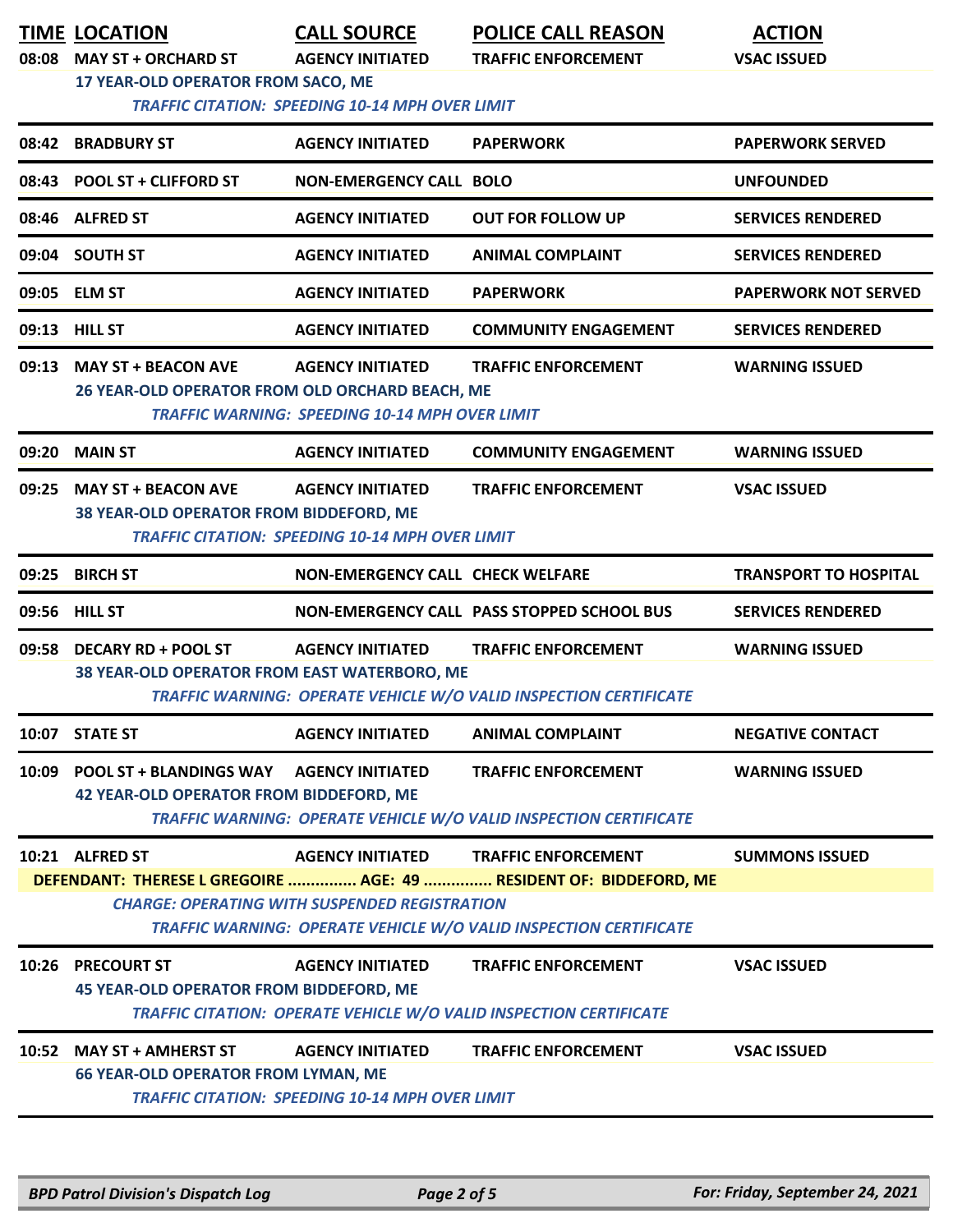| TIME | LOCATION | CALL SOURCE | POLICE CALL REASON | ACTION |
|---|---|---|---|---|
| 08:08 | MAY ST + ORCHARD ST | AGENCY INITIATED | TRAFFIC ENFORCEMENT | VSAC ISSUED |
| | 17 YEAR-OLD OPERATOR FROM SACO, ME<br>*TRAFFIC CITATION: SPEEDING 10-14 MPH OVER LIMIT* | | | |
| 08:42 | BRADBURY ST | AGENCY INITIATED | PAPERWORK | PAPERWORK SERVED |
| 08:43 | POOL ST + CLIFFORD ST | NON-EMERGENCY CALL | BOLO | UNFOUNDED |
| 08:46 | ALFRED ST | AGENCY INITIATED | OUT FOR FOLLOW UP | SERVICES RENDERED |
| 09:04 | SOUTH ST | AGENCY INITIATED | ANIMAL COMPLAINT | SERVICES RENDERED |
| 09:05 | ELM ST | AGENCY INITIATED | PAPERWORK | PAPERWORK NOT SERVED |
| 09:13 | HILL ST | AGENCY INITIATED | COMMUNITY ENGAGEMENT | SERVICES RENDERED |
| 09:13 | MAY ST + BEACON AVE | AGENCY INITIATED | TRAFFIC ENFORCEMENT | WARNING ISSUED |
| | 26 YEAR-OLD OPERATOR FROM OLD ORCHARD BEACH, ME<br>*TRAFFIC WARNING: SPEEDING 10-14 MPH OVER LIMIT* | | | |
| 09:20 | MAIN ST | AGENCY INITIATED | COMMUNITY ENGAGEMENT | WARNING ISSUED |
| 09:25 | MAY ST + BEACON AVE | AGENCY INITIATED | TRAFFIC ENFORCEMENT | VSAC ISSUED |
| | 38 YEAR-OLD OPERATOR FROM BIDDEFORD, ME<br>*TRAFFIC CITATION: SPEEDING 10-14 MPH OVER LIMIT* | | | |
| 09:25 | BIRCH ST | NON-EMERGENCY CALL | CHECK WELFARE | TRANSPORT TO HOSPITAL |
| 09:56 | HILL ST | NON-EMERGENCY CALL | PASS STOPPED SCHOOL BUS | SERVICES RENDERED |
| 09:58 | DECARY RD + POOL ST | AGENCY INITIATED | TRAFFIC ENFORCEMENT | WARNING ISSUED |
| | 38 YEAR-OLD OPERATOR FROM EAST WATERBORO, ME<br>*TRAFFIC WARNING: OPERATE VEHICLE W/O VALID INSPECTION CERTIFICATE* | | | |
| 10:07 | STATE ST | AGENCY INITIATED | ANIMAL COMPLAINT | NEGATIVE CONTACT |
| 10:09 | POOL ST + BLANDINGS WAY | AGENCY INITIATED | TRAFFIC ENFORCEMENT | WARNING ISSUED |
| | 42 YEAR-OLD OPERATOR FROM BIDDEFORD, ME<br>*TRAFFIC WARNING: OPERATE VEHICLE W/O VALID INSPECTION CERTIFICATE* | | | |
| 10:21 | ALFRED ST | AGENCY INITIATED | TRAFFIC ENFORCEMENT | SUMMONS ISSUED |
| | DEFENDANT: THERESE L GREGOIRE ............... AGE: 49 ............... RESIDENT OF: BIDDEFORD, ME<br>*CHARGE: OPERATING WITH SUSPENDED REGISTRATION*<br>*TRAFFIC WARNING: OPERATE VEHICLE W/O VALID INSPECTION CERTIFICATE* | | | |
| 10:26 | PRECOURT ST | AGENCY INITIATED | TRAFFIC ENFORCEMENT | VSAC ISSUED |
| | 45 YEAR-OLD OPERATOR FROM BIDDEFORD, ME<br>*TRAFFIC CITATION: OPERATE VEHICLE W/O VALID INSPECTION CERTIFICATE* | | | |
| 10:52 | MAY ST + AMHERST ST | AGENCY INITIATED | TRAFFIC ENFORCEMENT | VSAC ISSUED |
| | 66 YEAR-OLD OPERATOR FROM LYMAN, ME<br>*TRAFFIC CITATION: SPEEDING 10-14 MPH OVER LIMIT* | | | |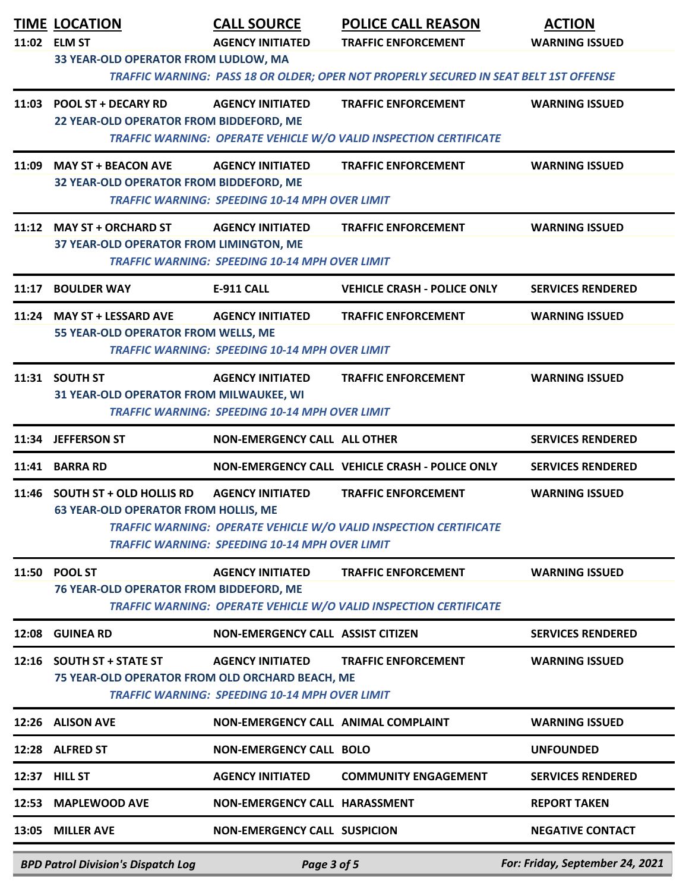| TIME | LOCATION | CALL SOURCE | POLICE CALL REASON | ACTION |
|---|---|---|---|---|
| 11:02 | ELM ST | AGENCY INITIATED | TRAFFIC ENFORCEMENT | WARNING ISSUED |
| | 33 YEAR-OLD OPERATOR FROM LUDLOW, MA | | | |
| | *TRAFFIC WARNING: PASS 18 OR OLDER; OPER NOT PROPERLY SECURED IN SEAT BELT 1ST OFFENSE* | | | |
| 11:03 | POOL ST + DECARY RD | AGENCY INITIATED | TRAFFIC ENFORCEMENT | WARNING ISSUED |
| | 22 YEAR-OLD OPERATOR FROM BIDDEFORD, ME | | | |
| | *TRAFFIC WARNING: OPERATE VEHICLE W/O VALID INSPECTION CERTIFICATE* | | | |
| 11:09 | MAY ST + BEACON AVE | AGENCY INITIATED | TRAFFIC ENFORCEMENT | WARNING ISSUED |
| | 32 YEAR-OLD OPERATOR FROM BIDDEFORD, ME | | | |
| | *TRAFFIC WARNING: SPEEDING 10-14 MPH OVER LIMIT* | | | |
| 11:12 | MAY ST + ORCHARD ST | AGENCY INITIATED | TRAFFIC ENFORCEMENT | WARNING ISSUED |
| | 37 YEAR-OLD OPERATOR FROM LIMINGTON, ME | | | |
| | *TRAFFIC WARNING: SPEEDING 10-14 MPH OVER LIMIT* | | | |
| 11:17 | BOULDER WAY | E-911 CALL | VEHICLE CRASH - POLICE ONLY | SERVICES RENDERED |
| 11:24 | MAY ST + LESSARD AVE | AGENCY INITIATED | TRAFFIC ENFORCEMENT | WARNING ISSUED |
| | 55 YEAR-OLD OPERATOR FROM WELLS, ME | | | |
| | *TRAFFIC WARNING: SPEEDING 10-14 MPH OVER LIMIT* | | | |
| 11:31 | SOUTH ST | AGENCY INITIATED | TRAFFIC ENFORCEMENT | WARNING ISSUED |
| | 31 YEAR-OLD OPERATOR FROM MILWAUKEE, WI | | | |
| | *TRAFFIC WARNING: SPEEDING 10-14 MPH OVER LIMIT* | | | |
| 11:34 | JEFFERSON ST | NON-EMERGENCY CALL | ALL OTHER | SERVICES RENDERED |
| 11:41 | BARRA RD | NON-EMERGENCY CALL | VEHICLE CRASH - POLICE ONLY | SERVICES RENDERED |
| 11:46 | SOUTH ST + OLD HOLLIS RD | AGENCY INITIATED | TRAFFIC ENFORCEMENT | WARNING ISSUED |
| | 63 YEAR-OLD OPERATOR FROM HOLLIS, ME | | | |
| | *TRAFFIC WARNING: OPERATE VEHICLE W/O VALID INSPECTION CERTIFICATE* | | | |
| | *TRAFFIC WARNING: SPEEDING 10-14 MPH OVER LIMIT* | | | |
| 11:50 | POOL ST | AGENCY INITIATED | TRAFFIC ENFORCEMENT | WARNING ISSUED |
| | 76 YEAR-OLD OPERATOR FROM BIDDEFORD, ME | | | |
| | *TRAFFIC WARNING: OPERATE VEHICLE W/O VALID INSPECTION CERTIFICATE* | | | |
| 12:08 | GUINEA RD | NON-EMERGENCY CALL | ASSIST CITIZEN | SERVICES RENDERED |
| 12:16 | SOUTH ST + STATE ST | AGENCY INITIATED | TRAFFIC ENFORCEMENT | WARNING ISSUED |
| | 75 YEAR-OLD OPERATOR FROM OLD ORCHARD BEACH, ME | | | |
| | *TRAFFIC WARNING: SPEEDING 10-14 MPH OVER LIMIT* | | | |
| 12:26 | ALISON AVE | NON-EMERGENCY CALL | ANIMAL COMPLAINT | WARNING ISSUED |
| 12:28 | ALFRED ST | NON-EMERGENCY CALL | BOLO | UNFOUNDED |
| 12:37 | HILL ST | AGENCY INITIATED | COMMUNITY ENGAGEMENT | SERVICES RENDERED |
| 12:53 | MAPLEWOOD AVE | NON-EMERGENCY CALL | HARASSMENT | REPORT TAKEN |
| 13:05 | MILLER AVE | NON-EMERGENCY CALL | SUSPICION | NEGATIVE CONTACT |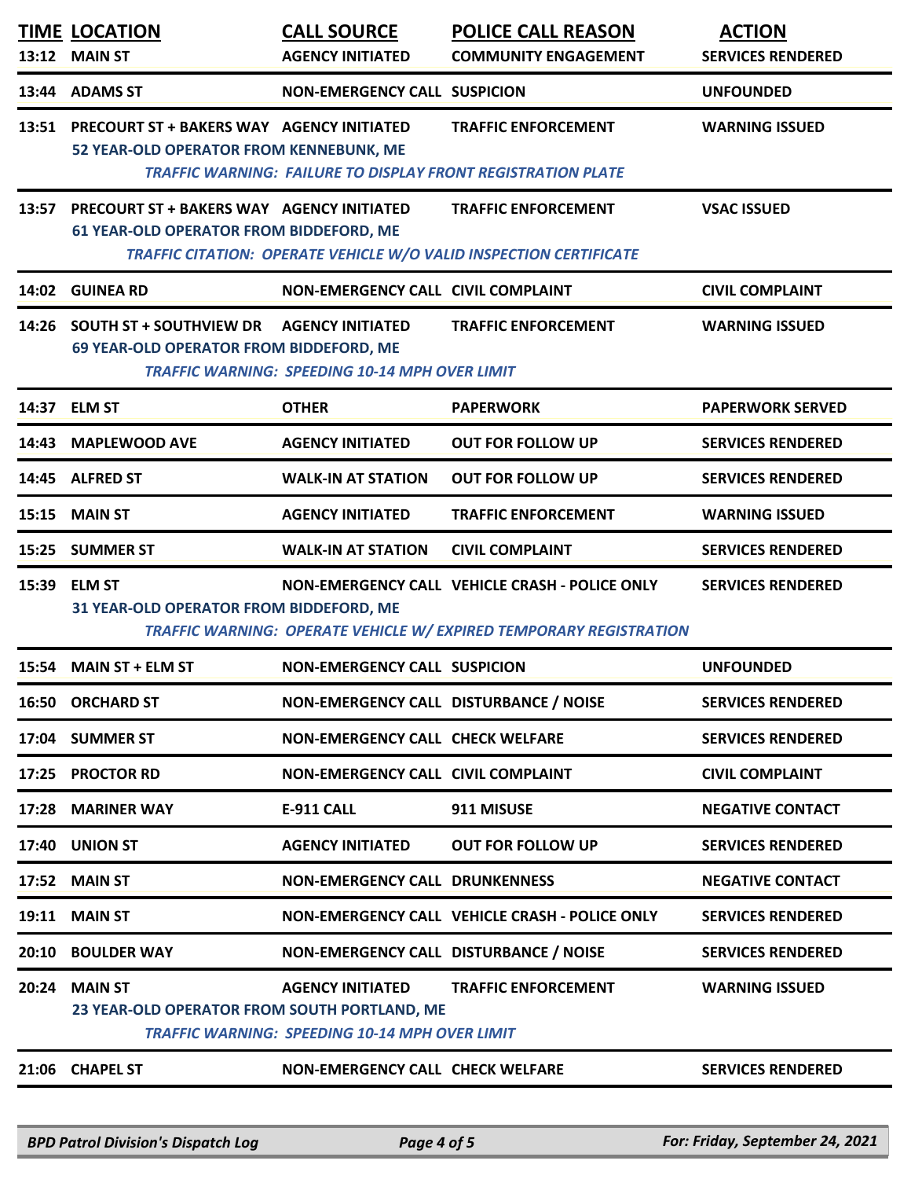| TIME | LOCATION | CALL SOURCE | POLICE CALL REASON | ACTION |
|---|---|---|---|---|
| 13:12 | MAIN ST | AGENCY INITIATED | COMMUNITY ENGAGEMENT | SERVICES RENDERED |
| 13:44 | ADAMS ST | NON-EMERGENCY CALL | SUSPICION | UNFOUNDED |
| 13:51 | PRECOURT ST + BAKERS WAY<br>52 YEAR-OLD OPERATOR FROM KENNEBUNK, ME | AGENCY INITIATED | TRAFFIC ENFORCEMENT | WARNING ISSUED |
| | *TRAFFIC WARNING: FAILURE TO DISPLAY FRONT REGISTRATION PLATE* | | | |
| 13:57 | PRECOURT ST + BAKERS WAY<br>61 YEAR-OLD OPERATOR FROM BIDDEFORD, ME | AGENCY INITIATED | TRAFFIC ENFORCEMENT | VSAC ISSUED |
| | *TRAFFIC CITATION: OPERATE VEHICLE W/O VALID INSPECTION CERTIFICATE* | | | |
| 14:02 | GUINEA RD | NON-EMERGENCY CALL | CIVIL COMPLAINT | CIVIL COMPLAINT |
| 14:26 | SOUTH ST + SOUTHVIEW DR<br>69 YEAR-OLD OPERATOR FROM BIDDEFORD, ME | AGENCY INITIATED | TRAFFIC ENFORCEMENT | WARNING ISSUED |
| | *TRAFFIC WARNING: SPEEDING 10-14 MPH OVER LIMIT* | | | |
| 14:37 | ELM ST | OTHER | PAPERWORK | PAPERWORK SERVED |
| 14:43 | MAPLEWOOD AVE | AGENCY INITIATED | OUT FOR FOLLOW UP | SERVICES RENDERED |
| 14:45 | ALFRED ST | WALK-IN AT STATION | OUT FOR FOLLOW UP | SERVICES RENDERED |
| 15:15 | MAIN ST | AGENCY INITIATED | TRAFFIC ENFORCEMENT | WARNING ISSUED |
| 15:25 | SUMMER ST | WALK-IN AT STATION | CIVIL COMPLAINT | SERVICES RENDERED |
| 15:39 | ELM ST<br>31 YEAR-OLD OPERATOR FROM BIDDEFORD, ME | NON-EMERGENCY CALL | VEHICLE CRASH - POLICE ONLY | SERVICES RENDERED |
| | *TRAFFIC WARNING: OPERATE VEHICLE W/ EXPIRED TEMPORARY REGISTRATION* | | | |
| 15:54 | MAIN ST + ELM ST | NON-EMERGENCY CALL | SUSPICION | UNFOUNDED |
| 16:50 | ORCHARD ST | NON-EMERGENCY CALL | DISTURBANCE / NOISE | SERVICES RENDERED |
| 17:04 | SUMMER ST | NON-EMERGENCY CALL | CHECK WELFARE | SERVICES RENDERED |
| 17:25 | PROCTOR RD | NON-EMERGENCY CALL | CIVIL COMPLAINT | CIVIL COMPLAINT |
| 17:28 | MARINER WAY | E-911 CALL | 911 MISUSE | NEGATIVE CONTACT |
| 17:40 | UNION ST | AGENCY INITIATED | OUT FOR FOLLOW UP | SERVICES RENDERED |
| 17:52 | MAIN ST | NON-EMERGENCY CALL | DRUNKENNESS | NEGATIVE CONTACT |
| 19:11 | MAIN ST | NON-EMERGENCY CALL | VEHICLE CRASH - POLICE ONLY | SERVICES RENDERED |
| 20:10 | BOULDER WAY | NON-EMERGENCY CALL | DISTURBANCE / NOISE | SERVICES RENDERED |
| 20:24 | MAIN ST<br>23 YEAR-OLD OPERATOR FROM SOUTH PORTLAND, ME | AGENCY INITIATED | TRAFFIC ENFORCEMENT | WARNING ISSUED |
| | *TRAFFIC WARNING: SPEEDING 10-14 MPH OVER LIMIT* | | | |
| 21:06 | CHAPEL ST | NON-EMERGENCY CALL | CHECK WELFARE | SERVICES RENDERED |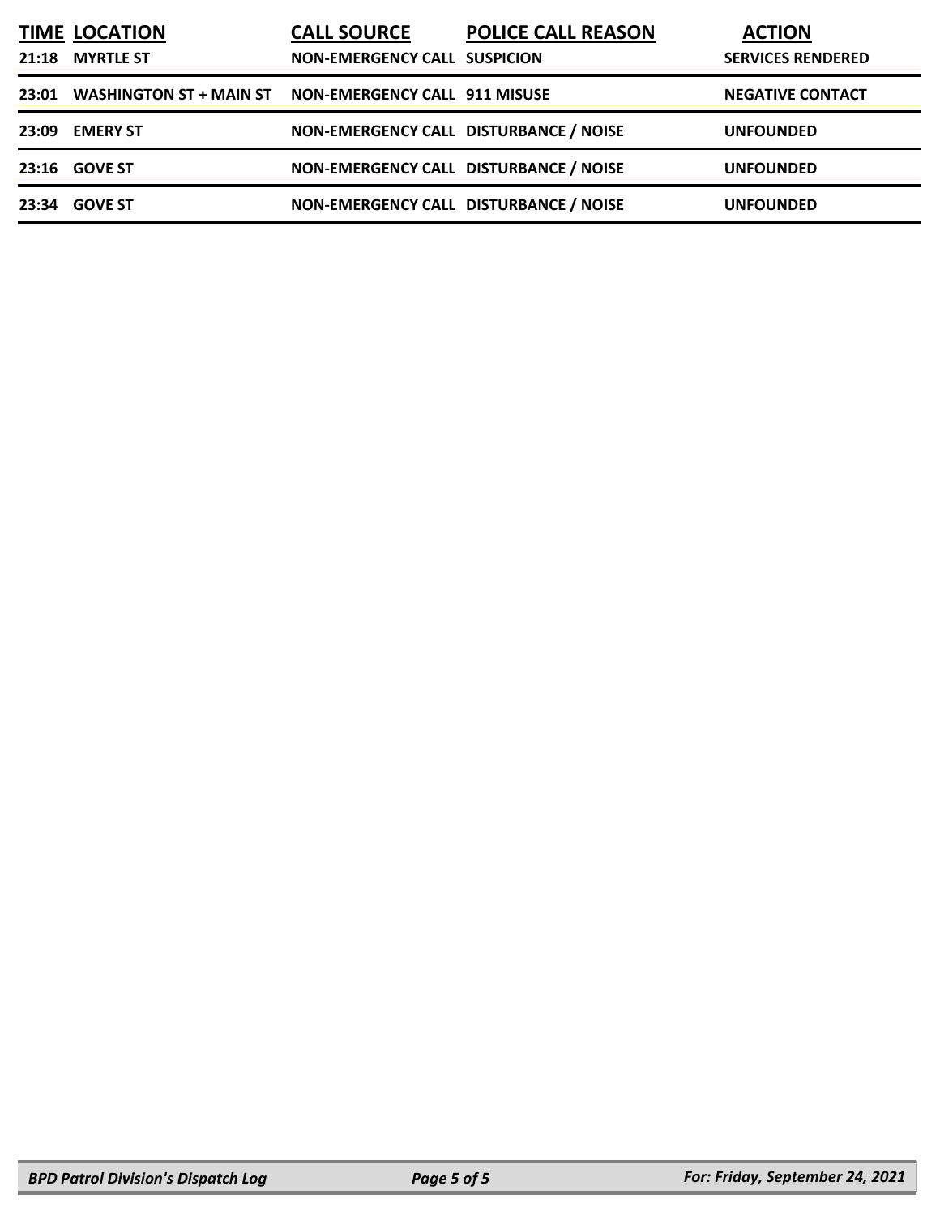| TIME | LOCATION | CALL SOURCE | POLICE CALL REASON | ACTION |
|---|---|---|---|---|
| 21:18 | MYRTLE ST | NON-EMERGENCY CALL | SUSPICION | SERVICES RENDERED |
| 23:01 | WASHINGTON ST + MAIN ST | NON-EMERGENCY CALL | 911 MISUSE | NEGATIVE CONTACT |
| 23:09 | EMERY ST | NON-EMERGENCY CALL | DISTURBANCE / NOISE | UNFOUNDED |
| 23:16 | GOVE ST | NON-EMERGENCY CALL | DISTURBANCE / NOISE | UNFOUNDED |
| 23:34 | GOVE ST | NON-EMERGENCY CALL | DISTURBANCE / NOISE | UNFOUNDED |